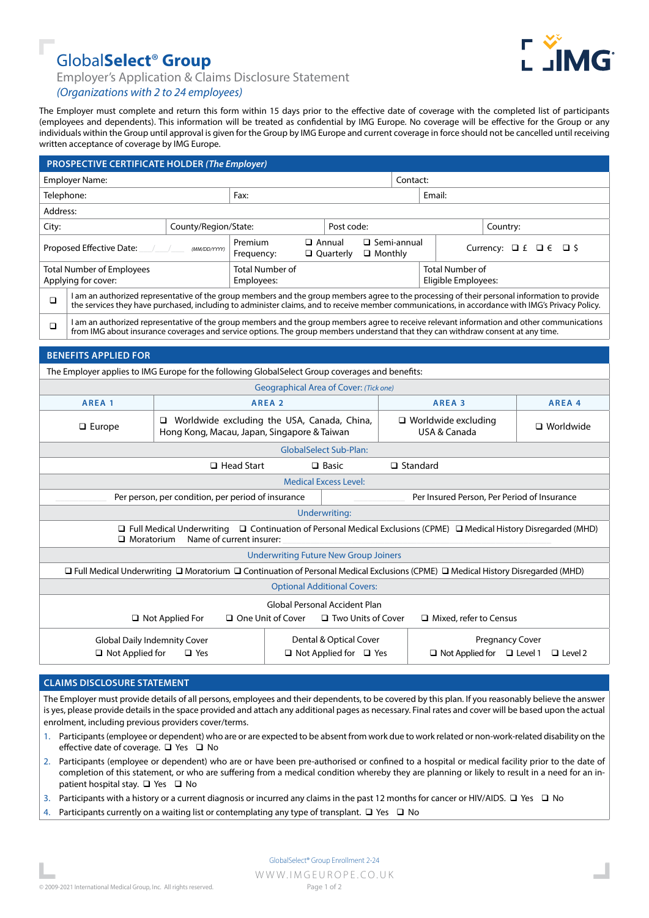# GlobalSelect® Group

## Employer's Application & Claims Disclosure Statement

*(Organizations with 2 to 24 employees)*

The Employer must complete and return this form within 15 days prior to the effective date of coverage with the completed list of participants (employees and dependents). This information will be treated as confidential by IMG Europe. No coverage will be effective for the Group or any individuals within the Group until approval is given for the Group by IMG Europe and current coverage in force should not be cancelled until receiving written acceptance of coverage by IMG Europe.

## PROSPECTIVE CERTIFICATE HOLDER *(The Employer)*

| | | | |
|---|---|---|---|
| Employer Name: | | Contact: | |
| Telephone: | Fax: | Email: | |
| Address: | | | |
| City: | County/Region/State: | Post code: | Country: |
| Proposed Effective Date: __/__/__ (MM/DD/YYYY) | Premium Frequency: ❑ Annual ❑ Semi-annual ❑ Quarterly ❑ Monthly | Currency: ❑ £ ❑ € ❑ $ | |
| Total Number of Employees Applying for cover: | Total Number of Employees: | Total Number of Eligible Employees: | |

❑ I am an authorized representative of the group members and the group members agree to the processing of their personal information to provide the services they have purchased, including to administer claims, and to receive member communications, in accordance with IMG's Privacy Policy.

❑ I am an authorized representative of the group members and the group members agree to receive relevant information and other communications from IMG about insurance coverages and service options. The group members understand that they can withdraw consent at any time.

## BENEFITS APPLIED FOR

The Employer applies to IMG Europe for the following GlobalSelect Group coverages and benefits:

**Geographical Area of Cover:** *(Tick one)*

| AREA 1 | AREA 2 | AREA 3 | AREA 4 |
|---|---|---|---|
| ❑ Europe | ❑ Worldwide excluding the USA, Canada, China, Hong Kong, Macau, Japan, Singapore & Taiwan | ❑ Worldwide excluding USA & Canada | ❑ Worldwide |

**GlobalSelect Sub-Plan:**

❑ Head Start ❑ Basic ❑ Standard

**Medical Excess Level:**

________ Per person, per condition, per period of insurance ________ Per Insured Person, Per Period of Insurance

**Underwriting:**

❑ Full Medical Underwriting ❑ Continuation of Personal Medical Exclusions (CPME) ❑ Medical History Disregarded (MHD)
❑ Moratorium Name of current insurer: ________

**Underwriting Future New Group Joiners**

❑ Full Medical Underwriting ❑ Moratorium ❑ Continuation of Personal Medical Exclusions (CPME) ❑ Medical History Disregarded (MHD)

**Optional Additional Covers:**

Global Personal Accident Plan
❑ Not Applied For ❑ One Unit of Cover ❑ Two Units of Cover ❑ Mixed, refer to Census

| Global Daily Indemnity Cover | Dental & Optical Cover | Pregnancy Cover |
|---|---|---|
| ❑ Not Applied for ❑ Yes | ❑ Not Applied for ❑ Yes | ❑ Not Applied for ❑ Level 1 ❑ Level 2 |

## CLAIMS DISCLOSURE STATEMENT

The Employer must provide details of all persons, employees and their dependents, to be covered by this plan. If you reasonably believe the answer is yes, please provide details in the space provided and attach any additional pages as necessary. Final rates and cover will be based upon the actual enrolment, including previous providers cover/terms.

1. Participants (employee or dependent) who are or are expected to be absent from work due to work related or non-work-related disability on the effective date of coverage. ❑ Yes ❑ No
2. Participants (employee or dependent) who are or have been pre-authorised or confined to a hospital or medical facility prior to the date of completion of this statement, or who are suffering from a medical condition whereby they are planning or likely to result in a need for an in-patient hospital stay. ❑ Yes ❑ No
3. Participants with a history or a current diagnosis or incurred any claims in the past 12 months for cancer or HIV/AIDS. ❑ Yes ❑ No
4. Participants currently on a waiting list or contemplating any type of transplant. ❑ Yes ❑ No

GlobalSelect® Group Enrollment 2-24

WWW.IMGEUROPE.CO.UK

© 2009-2021 International Medical Group, Inc. All rights reserved.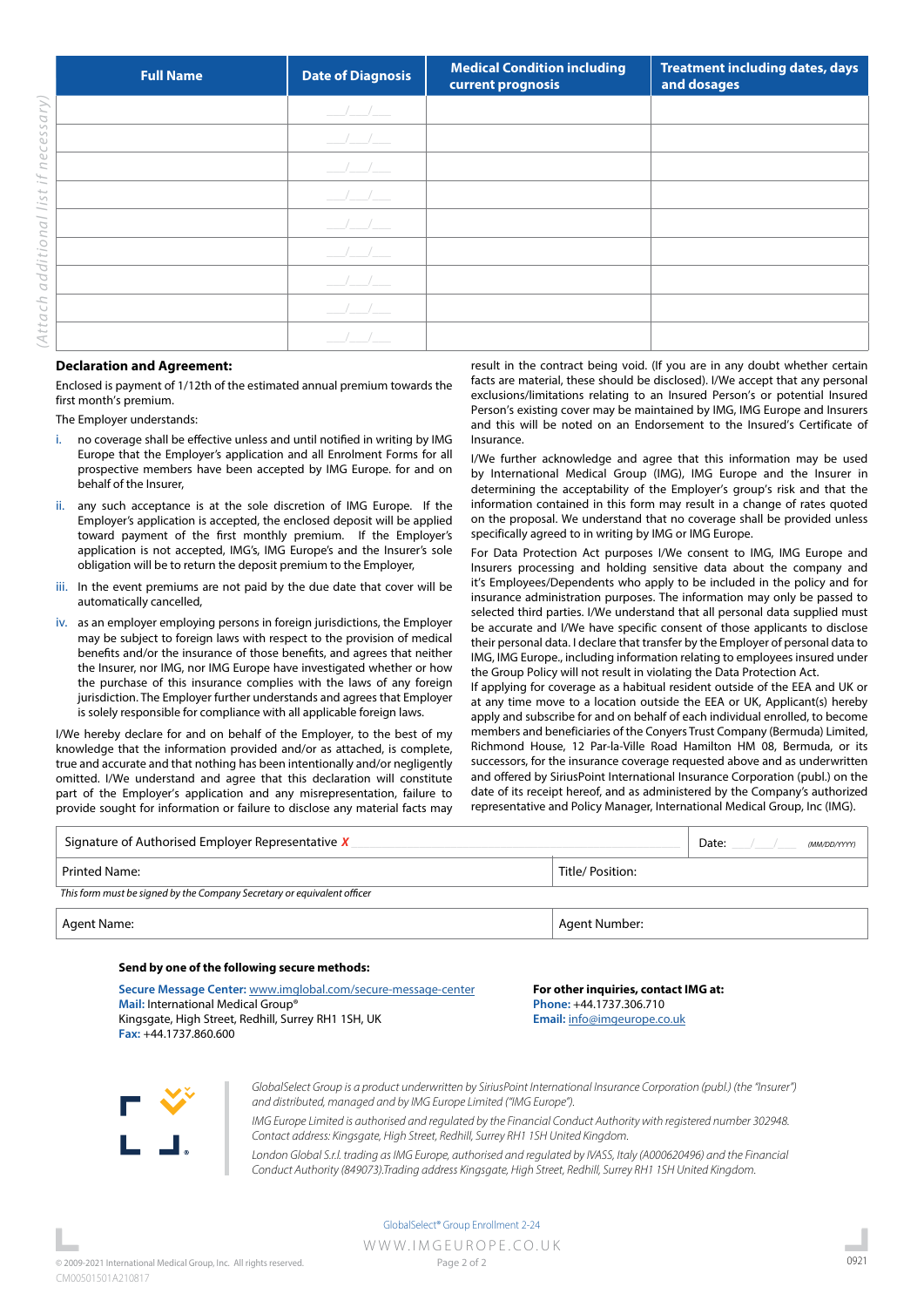*(Attach additional list if necessary)*

| Full Name | Date of Diagnosis | Medical Condition including current prognosis | Treatment including dates, days and dosages |
| --- | --- | --- | --- |
| | __/__/__ | | |
| | __/__/__ | | |
| | __/__/__ | | |
| | __/__/__ | | |
| | __/__/__ | | |
| | __/__/__ | | |
| | __/__/__ | | |
| | __/__/__ | | |
| | __/__/__ | | |

## Declaration and Agreement:

Enclosed is payment of 1/12th of the estimated annual premium towards the first month's premium.

The Employer understands:

i. no coverage shall be effective unless and until notified in writing by IMG Europe that the Employer's application and all Enrolment Forms for all prospective members have been accepted by IMG Europe. for and on behalf of the Insurer,

ii. any such acceptance is at the sole discretion of IMG Europe. If the Employer's application is accepted, the enclosed deposit will be applied toward payment of the first monthly premium. If the Employer's application is not accepted, IMG's, IMG Europe's and the Insurer's sole obligation will be to return the deposit premium to the Employer,

iii. In the event premiums are not paid by the due date that cover will be automatically cancelled,

iv. as an employer employing persons in foreign jurisdictions, the Employer may be subject to foreign laws with respect to the provision of medical benefits and/or the insurance of those benefits, and agrees that neither the Insurer, nor IMG, nor IMG Europe have investigated whether or how the purchase of this insurance complies with the laws of any foreign jurisdiction. The Employer further understands and agrees that Employer is solely responsible for compliance with all applicable foreign laws.

I/We hereby declare for and on behalf of the Employer, to the best of my knowledge that the information provided and/or as attached, is complete, true and accurate and that nothing has been intentionally and/or negligently omitted. I/We understand and agree that this declaration will constitute part of the Employer's application and any misrepresentation, failure to provide sought for information or failure to disclose any material facts may result in the contract being void. (If you are in any doubt whether certain facts are material, these should be disclosed). I/We accept that any personal exclusions/limitations relating to an Insured Person's or potential Insured Person's existing cover may be maintained by IMG, IMG Europe and Insurers and this will be noted on an Endorsement to the Insured's Certificate of Insurance.

I/We further acknowledge and agree that this information may be used by International Medical Group (IMG), IMG Europe and the Insurer in determining the acceptability of the Employer's group's risk and that the information contained in this form may result in a change of rates quoted on the proposal. We understand that no coverage shall be provided unless specifically agreed to in writing by IMG or IMG Europe.

For Data Protection Act purposes I/We consent to IMG, IMG Europe and Insurers processing and holding sensitive data about the company and it's Employees/Dependents who apply to be included in the policy and for insurance administration purposes. The information may only be passed to selected third parties. I/We understand that all personal data supplied must be accurate and I/We have specific consent of those applicants to disclose their personal data. I declare that transfer by the Employer of personal data to IMG, IMG Europe., including information relating to employees insured under the Group Policy will not result in violating the Data Protection Act.

If applying for coverage as a habitual resident outside of the EEA and UK or at any time move to a location outside the EEA or UK, Applicant(s) hereby apply and subscribe for and on behalf of each individual enrolled, to become members and beneficiaries of the Conyers Trust Company (Bermuda) Limited, Richmond House, 12 Par-la-Ville Road Hamilton HM 08, Bermuda, or its successors, for the insurance coverage requested above and as underwritten and offered by SiriusPoint International Insurance Corporation (publ.) on the date of its receipt hereof, and as administered by the Company's authorized representative and Policy Manager, International Medical Group, Inc (IMG).

| | |
| --- | --- |
| Signature of Authorised Employer Representative **X** | Date: __/__/__ (MM/DD/YYYY) |
| Printed Name: | Title/ Position: |

*This form must be signed by the Company Secretary or equivalent officer*

| | |
| --- | --- |
| Agent Name: | Agent Number: |

**Send by one of the following secure methods:**

**Secure Message Center:** www.imglobal.com/secure-message-center
**Mail:** International Medical Group®
Kingsgate, High Street, Redhill, Surrey RH1 1SH, UK
**Fax:** +44.1737.860.600

**For other inquiries, contact IMG at:**
**Phone:** +44.1737.306.710
**Email:** info@imgeurope.co.uk

*GlobalSelect Group is a product underwritten by SiriusPoint International Insurance Corporation (publ.) (the "Insurer") and distributed, managed and by IMG Europe Limited ("IMG Europe").*

*IMG Europe Limited is authorised and regulated by the Financial Conduct Authority with registered number 302948. Contact address: Kingsgate, High Street, Redhill, Surrey RH1 1SH United Kingdom.*

*London Global S.r.l. trading as IMG Europe, authorised and regulated by IVASS, Italy (A000620496) and the Financial Conduct Authority (849073).Trading address Kingsgate, High Street, Redhill, Surrey RH1 1SH United Kingdom.*

GlobalSelect® Group Enrollment 2-24

WWW.IMGEUROPE.CO.UK

© 2009-2021 International Medical Group, Inc. All rights reserved.
CM00501501A210817

0921